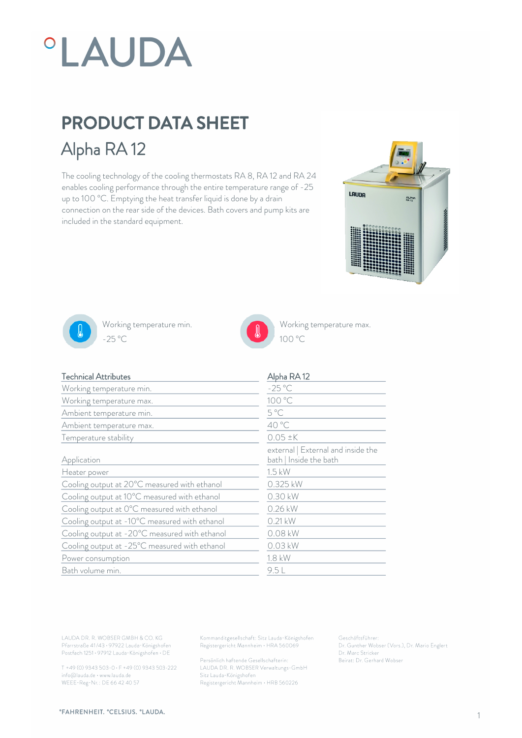# °LAUDA

## PRODUCT DATA SHEET

## Alpha RA 12

The cooling technology of the cooling thermostats RA 8, RA 12 and RA 24 enables cooling performance through the entire temperature range of -25 up to 100 °C. Emptying the heat transfer liquid is done by a drain connection on the rear side of the devices. Bath covers and pump kits are included in the standard equipment.

Working temperature min.
-25 °C

Working temperature max.
100 °C

| Technical Attributes | Alpha RA 12 |
|---|---|
| Working temperature min. | -25 °C |
| Working temperature max. | 100 °C |
| Ambient temperature min. | 5 °C |
| Ambient temperature max. | 40 °C |
| Temperature stability | 0.05 ±K |
| Application | external \| External and inside the bath \| Inside the bath |
| Heater power | 1.5 kW |
| Cooling output at 20°C measured with ethanol | 0.325 kW |
| Cooling output at 10°C measured with ethanol | 0.30 kW |
| Cooling output at 0°C measured with ethanol | 0.26 kW |
| Cooling output at -10°C measured with ethanol | 0.21 kW |
| Cooling output at -20°C measured with ethanol | 0.08 kW |
| Cooling output at -25°C measured with ethanol | 0.03 kW |
| Power consumption | 1.8 kW |
| Bath volume min. | 9.5 L |

LAUDA DR. R. WOBSER GMBH & CO. KG
Pfarrstraße 41/43 · 97922 Lauda-Königshofen
Postfach 1251 · 97912 Lauda-Königshofen · DE

T +49 (0) 9343 503-0 · F +49 (0) 9343 503-222
info@lauda.de · www.lauda.de
WEEE-Reg-Nr.: DE 66 42 40 57

Kommanditgesellschaft: Sitz Lauda-Königshofen
Registergericht Mannheim · HRA 560069

Persönlich haftende Gesellschafterin:
LAUDA DR. R. WOBSER Verwaltungs-GmbH
Sitz Lauda-Königshofen
Registergericht Mannheim · HRB 560226

Geschäftsführer:
Dr. Gunther Wobser (Vors.), Dr. Mario Englert
Dr. Marc Stricker
Beirat: Dr. Gerhard Wobser

°FAHRENHEIT. °CELSIUS. °LAUDA.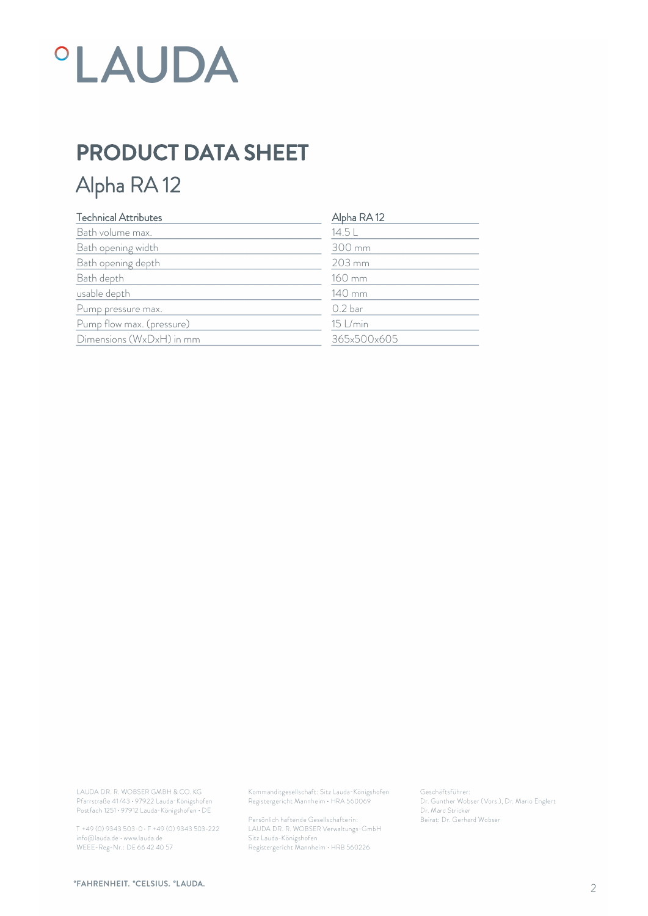# LAUDA

## PRODUCT DATA SHEET

## Alpha RA 12

| Technical Attributes | Alpha RA 12 |
| --- | --- |
| Bath volume max. | 14.5 L |
| Bath opening width | 300 mm |
| Bath opening depth | 203 mm |
| Bath depth | 160 mm |
| usable depth | 140 mm |
| Pump pressure max. | 0.2 bar |
| Pump flow max. (pressure) | 15 L/min |
| Dimensions (WxDxH) in mm | 365x500x605 |

LAUDA DR. R. WOBSER GMBH & CO. KG
Pfarrstraße 41/43 · 97922 Lauda-Königshofen
Postfach 1251 · 97912 Lauda-Königshofen · DE

T +49 (0) 9343 503-0 · F +49 (0) 9343 503-222
info@lauda.de · www.lauda.de
WEEE-Reg-Nr.: DE 66 42 40 57

Kommanditgesellschaft: Sitz Lauda-Königshofen
Registergericht Mannheim · HRA 560069

Persönlich haftende Gesellschafterin:
LAUDA DR. R. WOBSER Verwaltungs-GmbH
Sitz Lauda-Königshofen
Registergericht Mannheim · HRB 560226

Geschäftsführer:
Dr. Gunther Wobser (Vors.), Dr. Mario Englert
Dr. Marc Stricker
Beirat: Dr. Gerhard Wobser

°FAHRENHEIT. °CELSIUS. °LAUDA.